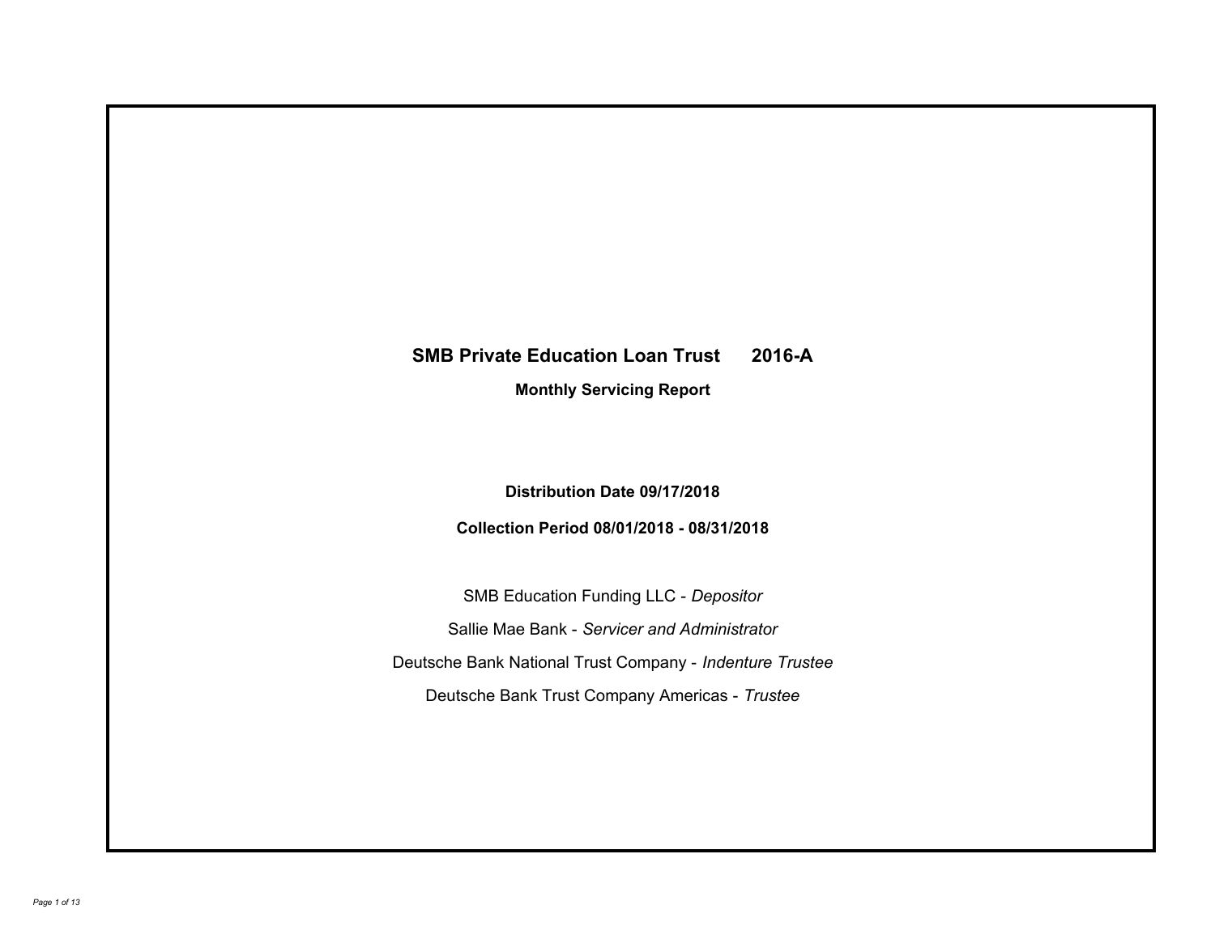# SMB Private Education Loan Trust 2016-A

## Monthly Servicing Report

**Distribution Date 09/17/2018**

**Collection Period 08/01/2018 - 08/31/2018**

SMB Education Funding LLC - *Depositor*

Sallie Mae Bank - *Servicer and Administrator*

Deutsche Bank National Trust Company - *Indenture Trustee*

Deutsche Bank Trust Company Americas - *Trustee*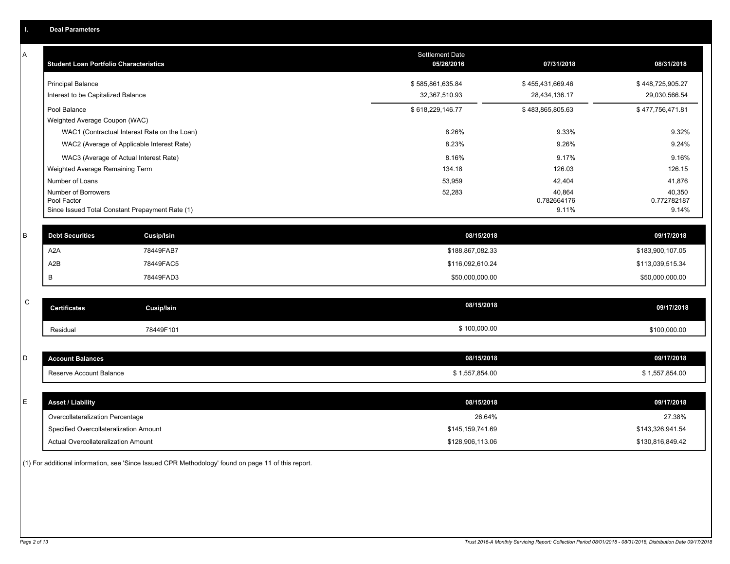## I. Deal Parameters

### A

| Student Loan Portfolio Characteristics | Settlement Date 05/26/2016 | 07/31/2018 | 08/31/2018 |
|---|---|---|---|
| Principal Balance | $ 585,861,635.84 | $ 455,431,669.46 | $ 448,725,905.27 |
| Interest to be Capitalized Balance | 32,367,510.93 | 28,434,136.17 | 29,030,566.54 |
| Pool Balance | $ 618,229,146.77 | $ 483,865,805.63 | $ 477,756,471.81 |
| Weighted Average Coupon (WAC) | | | |
| WAC1 (Contractual Interest Rate on the Loan) | 8.26% | 9.33% | 9.32% |
| WAC2 (Average of Applicable Interest Rate) | 8.23% | 9.26% | 9.24% |
| WAC3 (Average of Actual Interest Rate) | 8.16% | 9.17% | 9.16% |
| Weighted Average Remaining Term | 134.18 | 126.03 | 126.15 |
| Number of Loans | 53,959 | 42,404 | 41,876 |
| Number of Borrowers | 52,283 | 40,864 | 40,350 |
| Pool Factor | | 0.782664176 | 0.772782187 |
| Since Issued Total Constant Prepayment Rate (1) | | 9.11% | 9.14% |

### B

| Debt Securities | Cusip/Isin | 08/15/2018 | 09/17/2018 |
|---|---|---|---|
| A2A | 78449FAB7 | $188,867,082.33 | $183,900,107.05 |
| A2B | 78449FAC5 | $116,092,610.24 | $113,039,515.34 |
| B | 78449FAD3 | $50,000,000.00 | $50,000,000.00 |

### C

| Certificates | Cusip/Isin | 08/15/2018 | 09/17/2018 |
|---|---|---|---|
| Residual | 78449F101 | $ 100,000.00 | $100,000.00 |

### D

| Account Balances | 08/15/2018 | 09/17/2018 |
|---|---|---|
| Reserve Account Balance | $ 1,557,854.00 | $ 1,557,854.00 |

### E

| Asset / Liability | 08/15/2018 | 09/17/2018 |
|---|---|---|
| Overcollateralization Percentage | 26.64% | 27.38% |
| Specified Overcollateralization Amount | $145,159,741.69 | $143,326,941.54 |
| Actual Overcollateralization Amount | $128,906,113.06 | $130,816,849.42 |

(1) For additional information, see 'Since Issued CPR Methodology' found on page 11 of this report.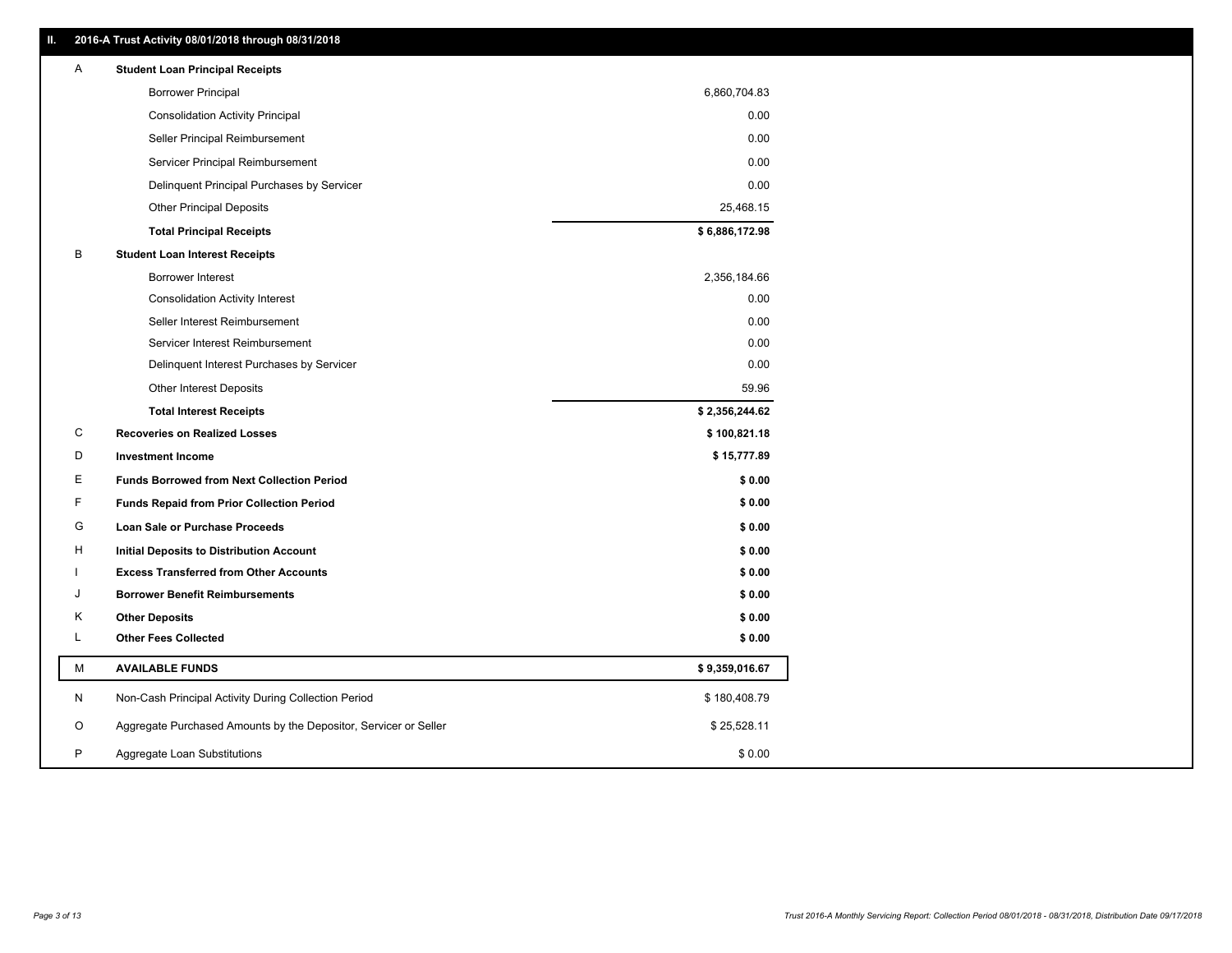## II. 2016-A Trust Activity 08/01/2018 through 08/31/2018

| | | |
|---|---|---|
| A | **Student Loan Principal Receipts** | |
| | Borrower Principal | 6,860,704.83 |
| | Consolidation Activity Principal | 0.00 |
| | Seller Principal Reimbursement | 0.00 |
| | Servicer Principal Reimbursement | 0.00 |
| | Delinquent Principal Purchases by Servicer | 0.00 |
| | Other Principal Deposits | 25,468.15 |
| | **Total Principal Receipts** | **$ 6,886,172.98** |
| B | **Student Loan Interest Receipts** | |
| | Borrower Interest | 2,356,184.66 |
| | Consolidation Activity Interest | 0.00 |
| | Seller Interest Reimbursement | 0.00 |
| | Servicer Interest Reimbursement | 0.00 |
| | Delinquent Interest Purchases by Servicer | 0.00 |
| | Other Interest Deposits | 59.96 |
| | **Total Interest Receipts** | **$ 2,356,244.62** |
| C | **Recoveries on Realized Losses** | **$ 100,821.18** |
| D | **Investment Income** | **$ 15,777.89** |
| E | **Funds Borrowed from Next Collection Period** | **$ 0.00** |
| F | **Funds Repaid from Prior Collection Period** | **$ 0.00** |
| G | **Loan Sale or Purchase Proceeds** | **$ 0.00** |
| H | **Initial Deposits to Distribution Account** | **$ 0.00** |
| I | **Excess Transferred from Other Accounts** | **$ 0.00** |
| J | **Borrower Benefit Reimbursements** | **$ 0.00** |
| K | **Other Deposits** | **$ 0.00** |
| L | **Other Fees Collected** | **$ 0.00** |
| M | **AVAILABLE FUNDS** | **$ 9,359,016.67** |
| N | Non-Cash Principal Activity During Collection Period | $ 180,408.79 |
| O | Aggregate Purchased Amounts by the Depositor, Servicer or Seller | $ 25,528.11 |
| P | Aggregate Loan Substitutions | $ 0.00 |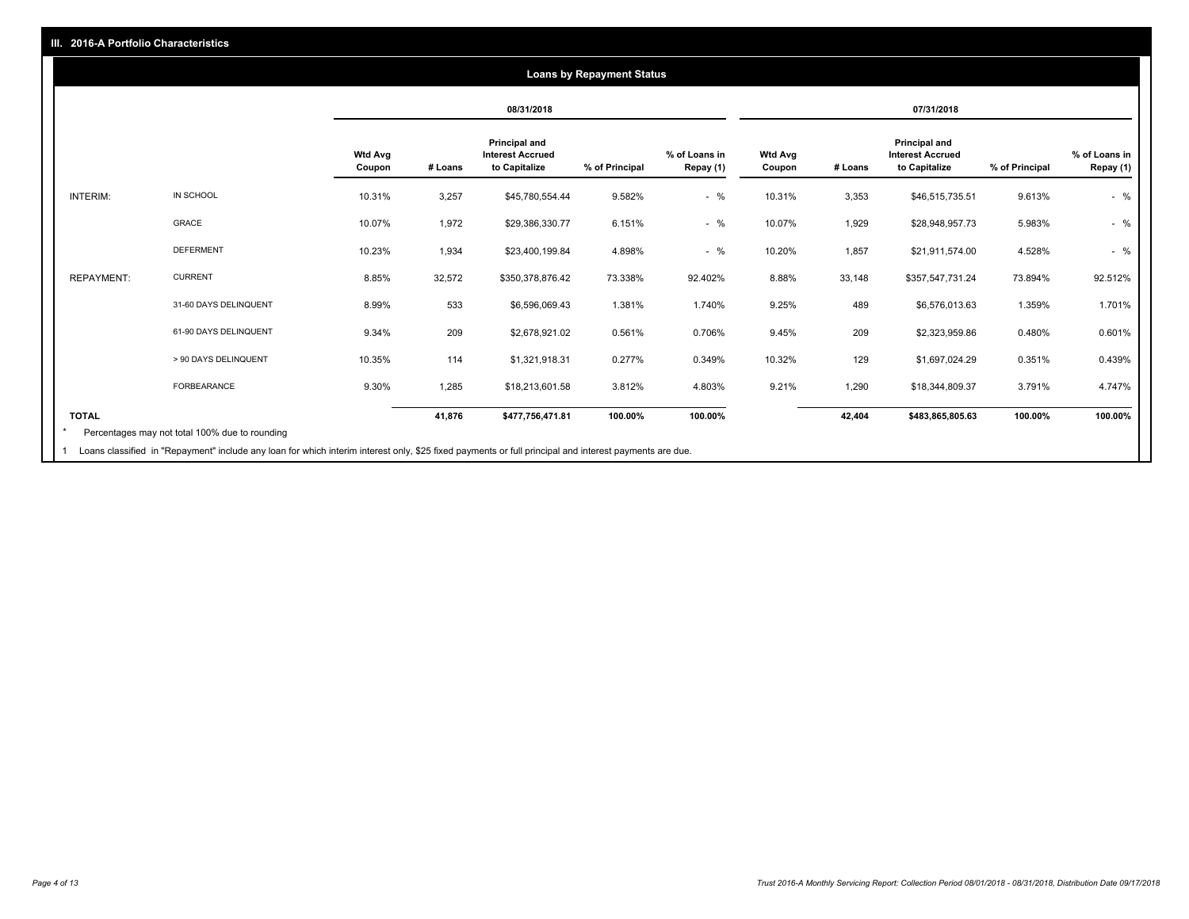## III. 2016-A Portfolio Characteristics

### Loans by Repayment Status

| | | 08/31/2018 | | | | | 07/31/2018 | | | | |
|---|---|---|---|---|---|---|---|---|---|---|---|
| | | Wtd Avg Coupon | # Loans | Principal and Interest Accrued to Capitalize | % of Principal | % of Loans in Repay (1) | Wtd Avg Coupon | # Loans | Principal and Interest Accrued to Capitalize | % of Principal | % of Loans in Repay (1) |
| INTERIM: | IN SCHOOL | 10.31% | 3,257 | $45,780,554.44 | 9.582% | - % | 10.31% | 3,353 | $46,515,735.51 | 9.613% | - % |
| | GRACE | 10.07% | 1,972 | $29,386,330.77 | 6.151% | - % | 10.07% | 1,929 | $28,948,957.73 | 5.983% | - % |
| | DEFERMENT | 10.23% | 1,934 | $23,400,199.84 | 4.898% | - % | 10.20% | 1,857 | $21,911,574.00 | 4.528% | - % |
| REPAYMENT: | CURRENT | 8.85% | 32,572 | $350,378,876.42 | 73.338% | 92.402% | 8.88% | 33,148 | $357,547,731.24 | 73.894% | 92.512% |
| | 31-60 DAYS DELINQUENT | 8.99% | 533 | $6,596,069.43 | 1.381% | 1.740% | 9.25% | 489 | $6,576,013.63 | 1.359% | 1.701% |
| | 61-90 DAYS DELINQUENT | 9.34% | 209 | $2,678,921.02 | 0.561% | 0.706% | 9.45% | 209 | $2,323,959.86 | 0.480% | 0.601% |
| | > 90 DAYS DELINQUENT | 10.35% | 114 | $1,321,918.31 | 0.277% | 0.349% | 10.32% | 129 | $1,697,024.29 | 0.351% | 0.439% |
| | FORBEARANCE | 9.30% | 1,285 | $18,213,601.58 | 3.812% | 4.803% | 9.21% | 1,290 | $18,344,809.37 | 3.791% | 4.747% |
| TOTAL | | | 41,876 | $477,756,471.81 | 100.00% | 100.00% | | 42,404 | $483,865,805.63 | 100.00% | 100.00% |

* Percentages may not total 100% due to rounding

1 Loans classified in "Repayment" include any loan for which interim interest only, $25 fixed payments or full principal and interest payments are due.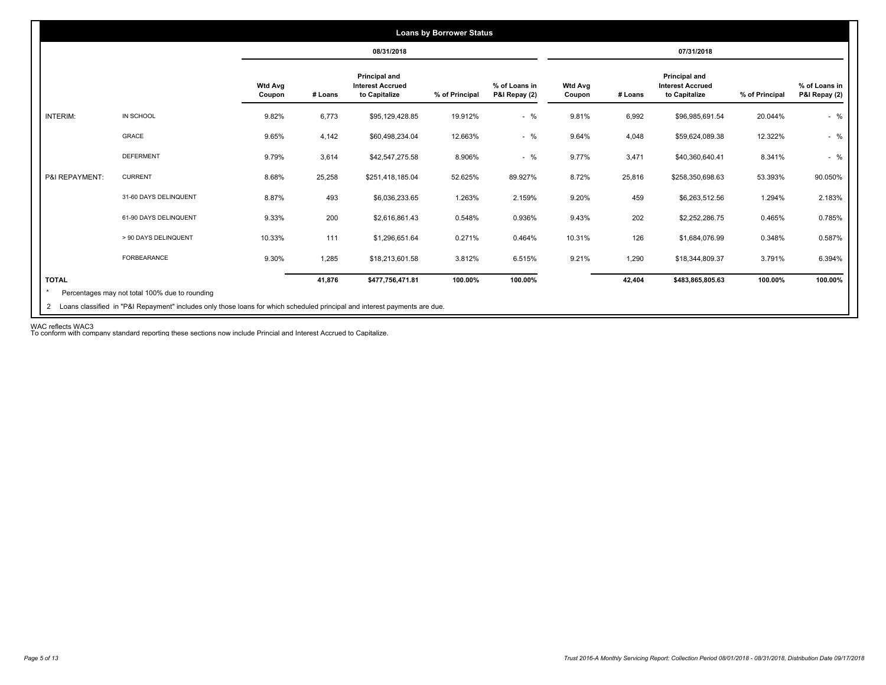## Loans by Borrower Status

| | | 08/31/2018 | | | | | 07/31/2018 | | | | |
|---|---|---|---|---|---|---|---|---|---|---|---|
| | | Wtd Avg Coupon | # Loans | Principal and Interest Accrued to Capitalize | % of Principal | % of Loans in P&I Repay (2) | Wtd Avg Coupon | # Loans | Principal and Interest Accrued to Capitalize | % of Principal | % of Loans in P&I Repay (2) |
| INTERIM: | IN SCHOOL | 9.82% | 6,773 | $95,129,428.85 | 19.912% | - % | 9.81% | 6,992 | $96,985,691.54 | 20.044% | - % |
| | GRACE | 9.65% | 4,142 | $60,498,234.04 | 12.663% | - % | 9.64% | 4,048 | $59,624,089.38 | 12.322% | - % |
| | DEFERMENT | 9.79% | 3,614 | $42,547,275.58 | 8.906% | - % | 9.77% | 3,471 | $40,360,640.41 | 8.341% | - % |
| P&I REPAYMENT: | CURRENT | 8.68% | 25,258 | $251,418,185.04 | 52.625% | 89.927% | 8.72% | 25,816 | $258,350,698.63 | 53.393% | 90.050% |
| | 31-60 DAYS DELINQUENT | 8.87% | 493 | $6,036,233.65 | 1.263% | 2.159% | 9.20% | 459 | $6,263,512.56 | 1.294% | 2.183% |
| | 61-90 DAYS DELINQUENT | 9.33% | 200 | $2,616,861.43 | 0.548% | 0.936% | 9.43% | 202 | $2,252,286.75 | 0.465% | 0.785% |
| | > 90 DAYS DELINQUENT | 10.33% | 111 | $1,296,651.64 | 0.271% | 0.464% | 10.31% | 126 | $1,684,076.99 | 0.348% | 0.587% |
| | FORBEARANCE | 9.30% | 1,285 | $18,213,601.58 | 3.812% | 6.515% | 9.21% | 1,290 | $18,344,809.37 | 3.791% | 6.394% |
| **TOTAL** | | | **41,876** | **$477,756,471.81** | **100.00%** | **100.00%** | | **42,404** | **$483,865,805.63** | **100.00%** | **100.00%** |

\* Percentages may not total 100% due to rounding

2 Loans classified in "P&I Repayment" includes only those loans for which scheduled principal and interest payments are due.

WAC reflects WAC3

To conform with company standard reporting these sections now include Princial and Interest Accrued to Capitalize.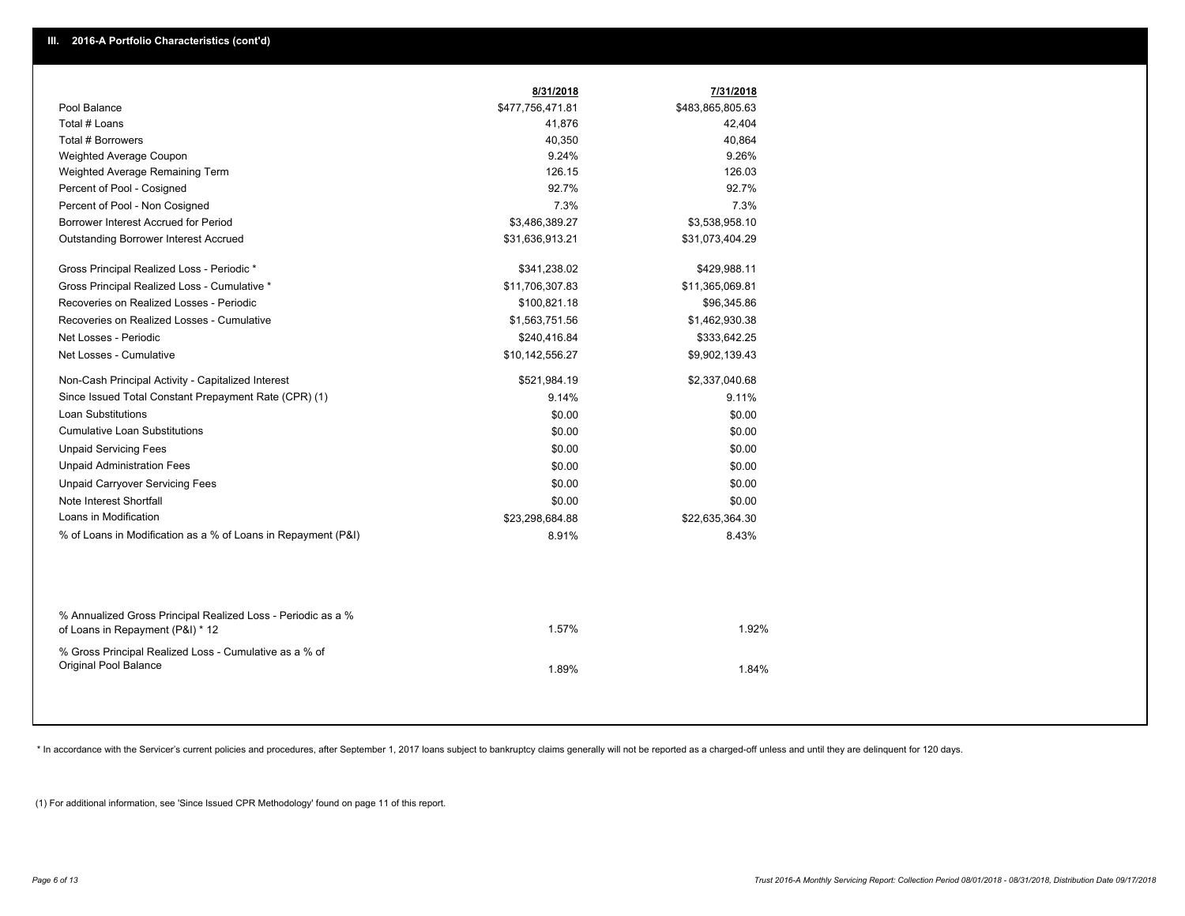## III. 2016-A Portfolio Characteristics (cont'd)

| | 8/31/2018 | 7/31/2018 |
|---|---|---|
| Pool Balance | $477,756,471.81 | $483,865,805.63 |
| Total # Loans | 41,876 | 42,404 |
| Total # Borrowers | 40,350 | 40,864 |
| Weighted Average Coupon | 9.24% | 9.26% |
| Weighted Average Remaining Term | 126.15 | 126.03 |
| Percent of Pool - Cosigned | 92.7% | 92.7% |
| Percent of Pool - Non Cosigned | 7.3% | 7.3% |
| Borrower Interest Accrued for Period | $3,486,389.27 | $3,538,958.10 |
| Outstanding Borrower Interest Accrued | $31,636,913.21 | $31,073,404.29 |
| Gross Principal Realized Loss - Periodic * | $341,238.02 | $429,988.11 |
| Gross Principal Realized Loss - Cumulative * | $11,706,307.83 | $11,365,069.81 |
| Recoveries on Realized Losses - Periodic | $100,821.18 | $96,345.86 |
| Recoveries on Realized Losses - Cumulative | $1,563,751.56 | $1,462,930.38 |
| Net Losses - Periodic | $240,416.84 | $333,642.25 |
| Net Losses - Cumulative | $10,142,556.27 | $9,902,139.43 |
| Non-Cash Principal Activity - Capitalized Interest | $521,984.19 | $2,337,040.68 |
| Since Issued Total Constant Prepayment Rate (CPR) (1) | 9.14% | 9.11% |
| Loan Substitutions | $0.00 | $0.00 |
| Cumulative Loan Substitutions | $0.00 | $0.00 |
| Unpaid Servicing Fees | $0.00 | $0.00 |
| Unpaid Administration Fees | $0.00 | $0.00 |
| Unpaid Carryover Servicing Fees | $0.00 | $0.00 |
| Note Interest Shortfall | $0.00 | $0.00 |
| Loans in Modification | $23,298,684.88 | $22,635,364.30 |
| % of Loans in Modification as a % of Loans in Repayment (P&I) | 8.91% | 8.43% |
| % Annualized Gross Principal Realized Loss - Periodic as a % of Loans in Repayment (P&I) * 12 | 1.57% | 1.92% |
| % Gross Principal Realized Loss - Cumulative as a % of Original Pool Balance | 1.89% | 1.84% |

* In accordance with the Servicer's current policies and procedures, after September 1, 2017 loans subject to bankruptcy claims generally will not be reported as a charged-off unless and until they are delinquent for 120 days.

(1) For additional information, see 'Since Issued CPR Methodology' found on page 11 of this report.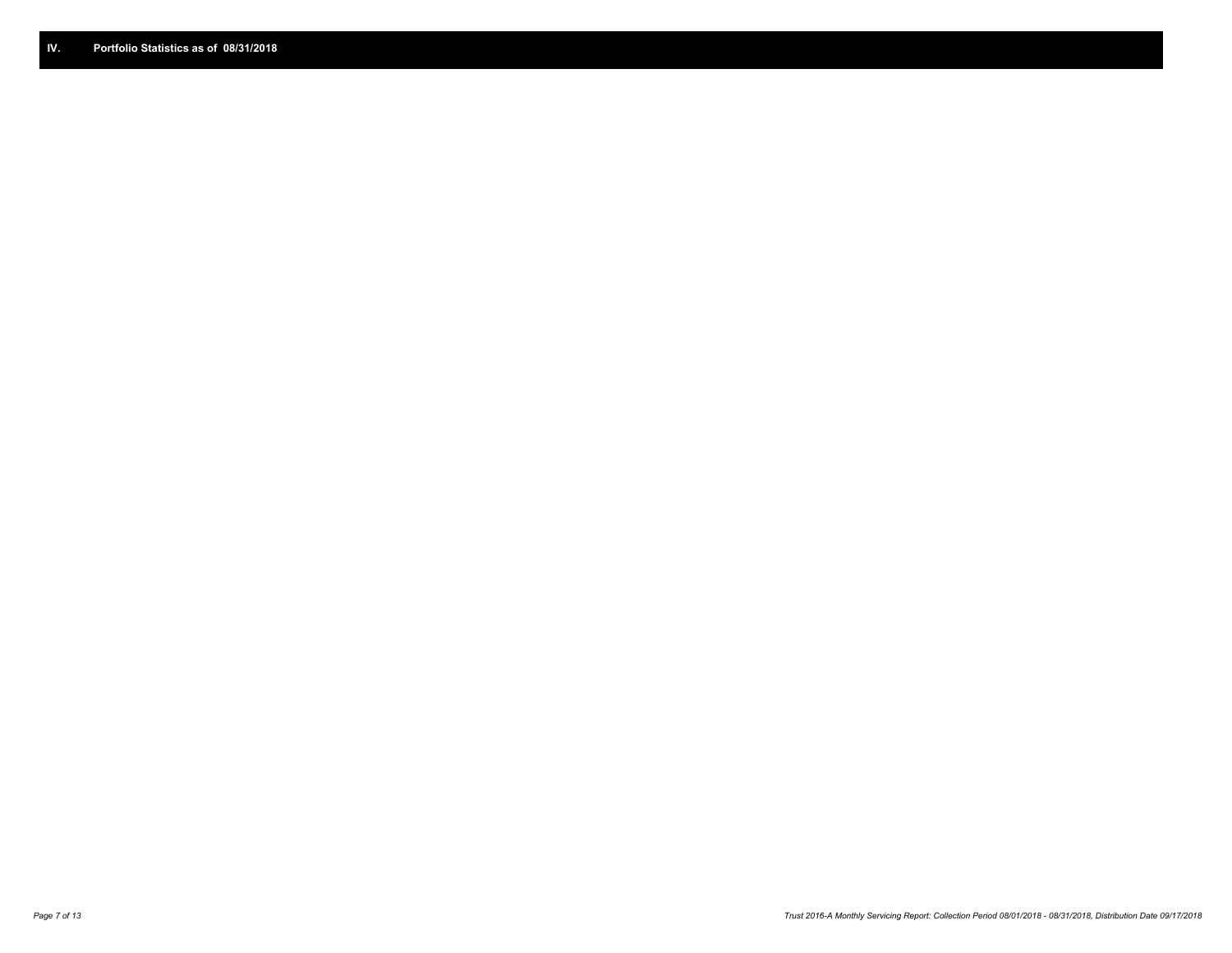## IV. Portfolio Statistics as of 08/31/2018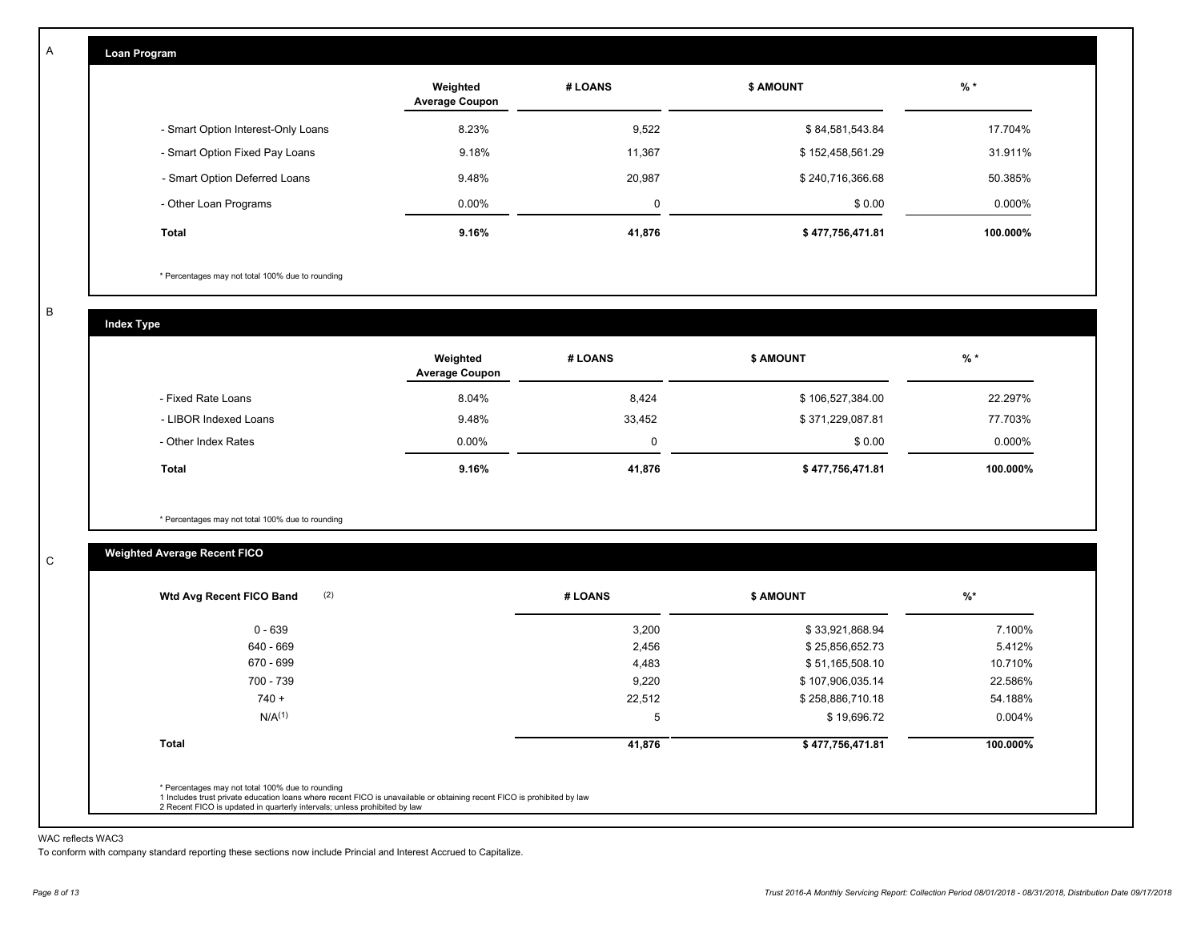A

## Loan Program

| | Weighted Average Coupon | # LOANS | $ AMOUNT | % * |
|---|---|---|---|---|
| - Smart Option Interest-Only Loans | 8.23% | 9,522 | $ 84,581,543.84 | 17.704% |
| - Smart Option Fixed Pay Loans | 9.18% | 11,367 | $ 152,458,561.29 | 31.911% |
| - Smart Option Deferred Loans | 9.48% | 20,987 | $ 240,716,366.68 | 50.385% |
| - Other Loan Programs | 0.00% | 0 | $ 0.00 | 0.000% |
| **Total** | **9.16%** | **41,876** | **$ 477,756,471.81** | **100.000%** |

* Percentages may not total 100% due to rounding

B

## Index Type

| | Weighted Average Coupon | # LOANS | $ AMOUNT | % * |
|---|---|---|---|---|
| - Fixed Rate Loans | 8.04% | 8,424 | $ 106,527,384.00 | 22.297% |
| - LIBOR Indexed Loans | 9.48% | 33,452 | $ 371,229,087.81 | 77.703% |
| - Other Index Rates | 0.00% | 0 | $ 0.00 | 0.000% |
| **Total** | **9.16%** | **41,876** | **$ 477,756,471.81** | **100.000%** |

* Percentages may not total 100% due to rounding

C

## Weighted Average Recent FICO

| Wtd Avg Recent FICO Band (2) | # LOANS | $ AMOUNT | %* |
|---|---|---|---|
| 0 - 639 | 3,200 | $ 33,921,868.94 | 7.100% |
| 640 - 669 | 2,456 | $ 25,856,652.73 | 5.412% |
| 670 - 699 | 4,483 | $ 51,165,508.10 | 10.710% |
| 700 - 739 | 9,220 | $ 107,906,035.14 | 22.586% |
| 740 + | 22,512 | $ 258,886,710.18 | 54.188% |
| N/A(1) | 5 | $ 19,696.72 | 0.004% |
| **Total** | **41,876** | **$ 477,756,471.81** | **100.000%** |

* Percentages may not total 100% due to rounding
1 Includes trust private education loans where recent FICO is unavailable or obtaining recent FICO is prohibited by law
2 Recent FICO is updated in quarterly intervals; unless prohibited by law

WAC reflects WAC3

To conform with company standard reporting these sections now include Princial and Interest Accrued to Capitalize.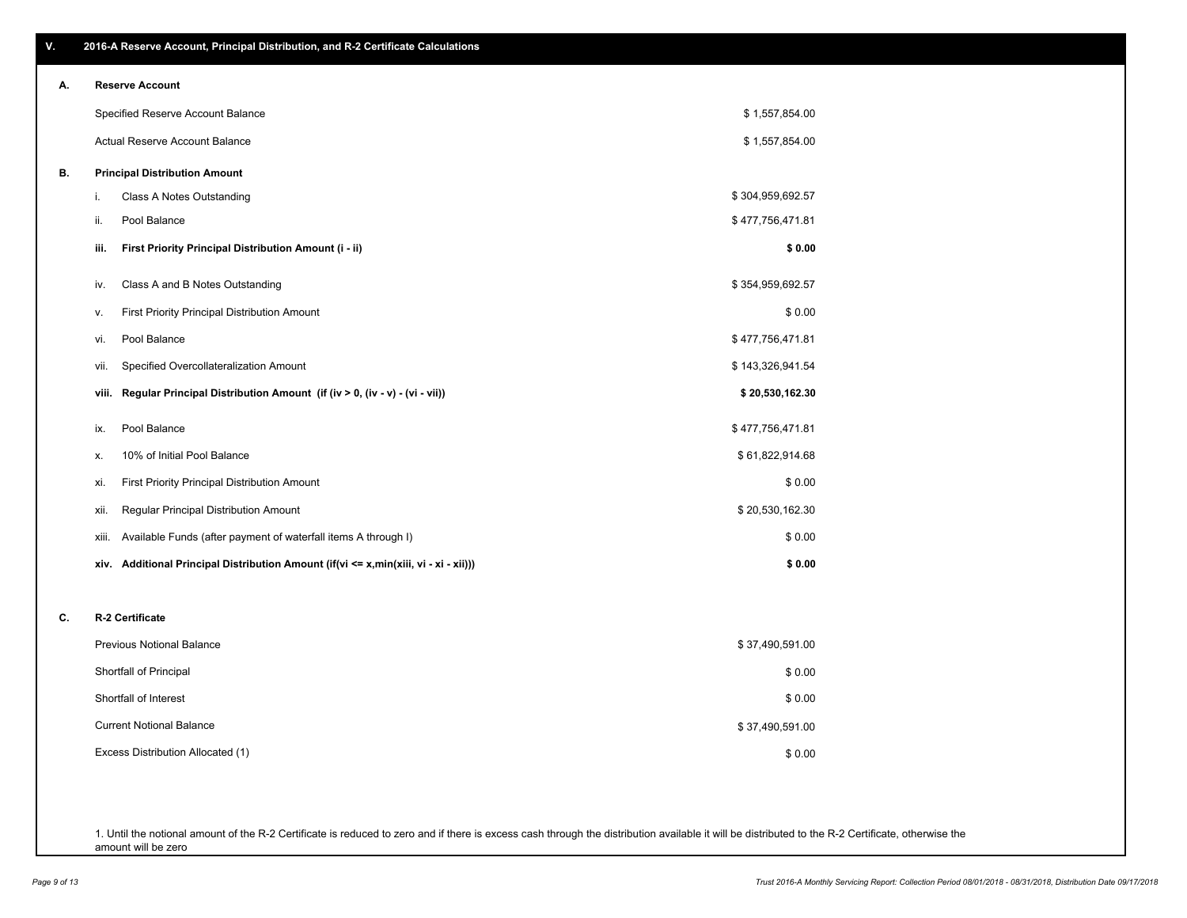## V. 2016-A Reserve Account, Principal Distribution, and R-2 Certificate Calculations

### A. Reserve Account

| | |
|---|---|
| Specified Reserve Account Balance | $ 1,557,854.00 |
| Actual Reserve Account Balance | $ 1,557,854.00 |

### B. Principal Distribution Amount

| | | |
|---|---|---|
| i. | Class A Notes Outstanding | $ 304,959,692.57 |
| ii. | Pool Balance | $ 477,756,471.81 |
| **iii.** | **First Priority Principal Distribution Amount (i - ii)** | **$ 0.00** |
| iv. | Class A and B Notes Outstanding | $ 354,959,692.57 |
| v. | First Priority Principal Distribution Amount | $ 0.00 |
| vi. | Pool Balance | $ 477,756,471.81 |
| vii. | Specified Overcollateralization Amount | $ 143,326,941.54 |
| **viii.** | **Regular Principal Distribution Amount (if (iv > 0, (iv - v) - (vi - vii))** | **$ 20,530,162.30** |
| ix. | Pool Balance | $ 477,756,471.81 |
| x. | 10% of Initial Pool Balance | $ 61,822,914.68 |
| xi. | First Priority Principal Distribution Amount | $ 0.00 |
| xii. | Regular Principal Distribution Amount | $ 20,530,162.30 |
| xiii. | Available Funds (after payment of waterfall items A through I) | $ 0.00 |
| **xiv.** | **Additional Principal Distribution Amount (if(vi <= x,min(xiii, vi - xi - xii)))** | **$ 0.00** |

### C. R-2 Certificate

| | |
|---|---|
| Previous Notional Balance | $ 37,490,591.00 |
| Shortfall of Principal | $ 0.00 |
| Shortfall of Interest | $ 0.00 |
| Current Notional Balance | $ 37,490,591.00 |
| Excess Distribution Allocated (1) | $ 0.00 |

1. Until the notional amount of the R-2 Certificate is reduced to zero and if there is excess cash through the distribution available it will be distributed to the R-2 Certificate, otherwise the amount will be zero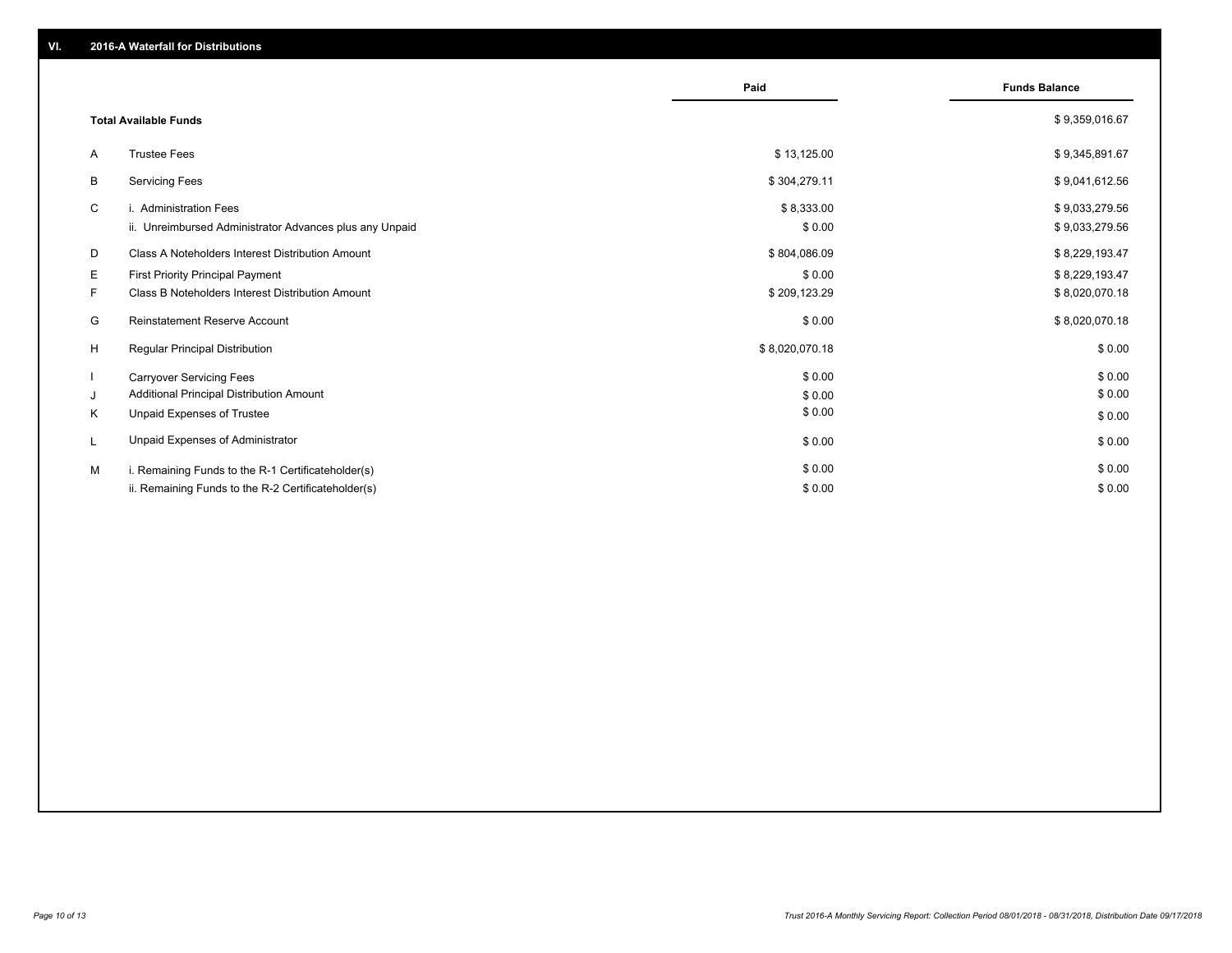## VI. 2016-A Waterfall for Distributions

| | | Paid | Funds Balance |
|---|---|---|---|
| | **Total Available Funds** | | $ 9,359,016.67 |
| A | Trustee Fees | $ 13,125.00 | $ 9,345,891.67 |
| B | Servicing Fees | $ 304,279.11 | $ 9,041,612.56 |
| C | i. Administration Fees | $ 8,333.00 | $ 9,033,279.56 |
| | ii. Unreimbursed Administrator Advances plus any Unpaid | $ 0.00 | $ 9,033,279.56 |
| D | Class A Noteholders Interest Distribution Amount | $ 804,086.09 | $ 8,229,193.47 |
| E | First Priority Principal Payment | $ 0.00 | $ 8,229,193.47 |
| F | Class B Noteholders Interest Distribution Amount | $ 209,123.29 | $ 8,020,070.18 |
| G | Reinstatement Reserve Account | $ 0.00 | $ 8,020,070.18 |
| H | Regular Principal Distribution | $ 8,020,070.18 | $ 0.00 |
| I | Carryover Servicing Fees | $ 0.00 | $ 0.00 |
| J | Additional Principal Distribution Amount | $ 0.00 | $ 0.00 |
| K | Unpaid Expenses of Trustee | $ 0.00 | $ 0.00 |
| L | Unpaid Expenses of Administrator | $ 0.00 | $ 0.00 |
| M | i. Remaining Funds to the R-1 Certificateholder(s) | $ 0.00 | $ 0.00 |
| | ii. Remaining Funds to the R-2 Certificateholder(s) | $ 0.00 | $ 0.00 |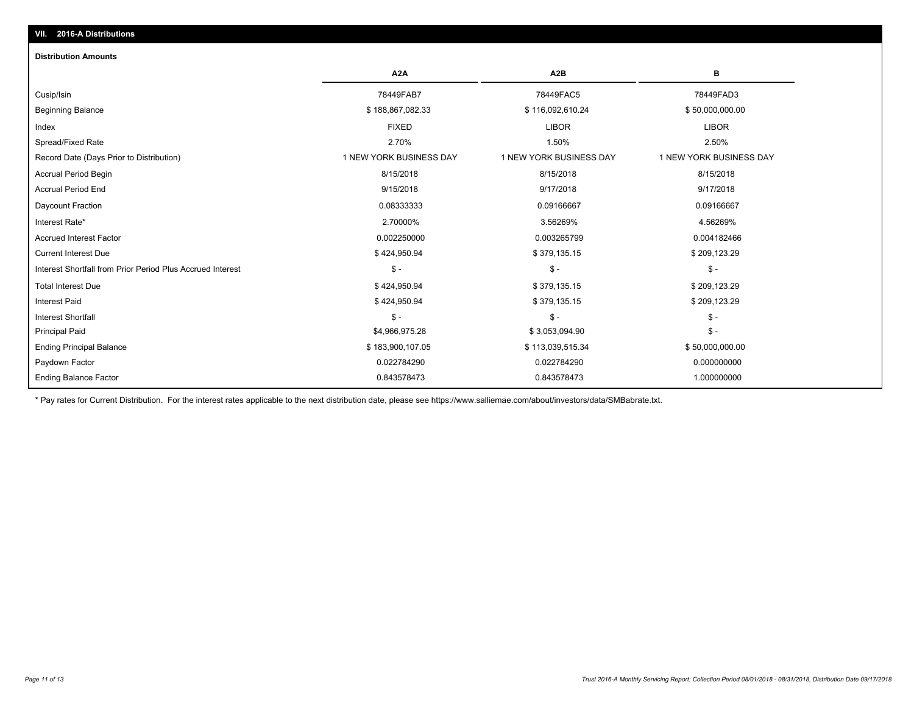## VII. 2016-A Distributions

### Distribution Amounts

| | A2A | A2B | B |
|---|---|---|---|
| Cusip/Isin | 78449FAB7 | 78449FAC5 | 78449FAD3 |
| Beginning Balance | $ 188,867,082.33 | $ 116,092,610.24 | $ 50,000,000.00 |
| Index | FIXED | LIBOR | LIBOR |
| Spread/Fixed Rate | 2.70% | 1.50% | 2.50% |
| Record Date (Days Prior to Distribution) | 1 NEW YORK BUSINESS DAY | 1 NEW YORK BUSINESS DAY | 1 NEW YORK BUSINESS DAY |
| Accrual Period Begin | 8/15/2018 | 8/15/2018 | 8/15/2018 |
| Accrual Period End | 9/15/2018 | 9/17/2018 | 9/17/2018 |
| Daycount Fraction | 0.08333333 | 0.09166667 | 0.09166667 |
| Interest Rate* | 2.70000% | 3.56269% | 4.56269% |
| Accrued Interest Factor | 0.002250000 | 0.003265799 | 0.004182466 |
| Current Interest Due | $ 424,950.94 | $ 379,135.15 | $ 209,123.29 |
| Interest Shortfall from Prior Period Plus Accrued Interest | $ - | $ - | $ - |
| Total Interest Due | $ 424,950.94 | $ 379,135.15 | $ 209,123.29 |
| Interest Paid | $ 424,950.94 | $ 379,135.15 | $ 209,123.29 |
| Interest Shortfall | $ - | $ - | $ - |
| Principal Paid | $4,966,975.28 | $ 3,053,094.90 | $ - |
| Ending Principal Balance | $ 183,900,107.05 | $ 113,039,515.34 | $ 50,000,000.00 |
| Paydown Factor | 0.022784290 | 0.022784290 | 0.000000000 |
| Ending Balance Factor | 0.843578473 | 0.843578473 | 1.000000000 |

* Pay rates for Current Distribution. For the interest rates applicable to the next distribution date, please see https://www.salliemae.com/about/investors/data/SMBabrate.txt.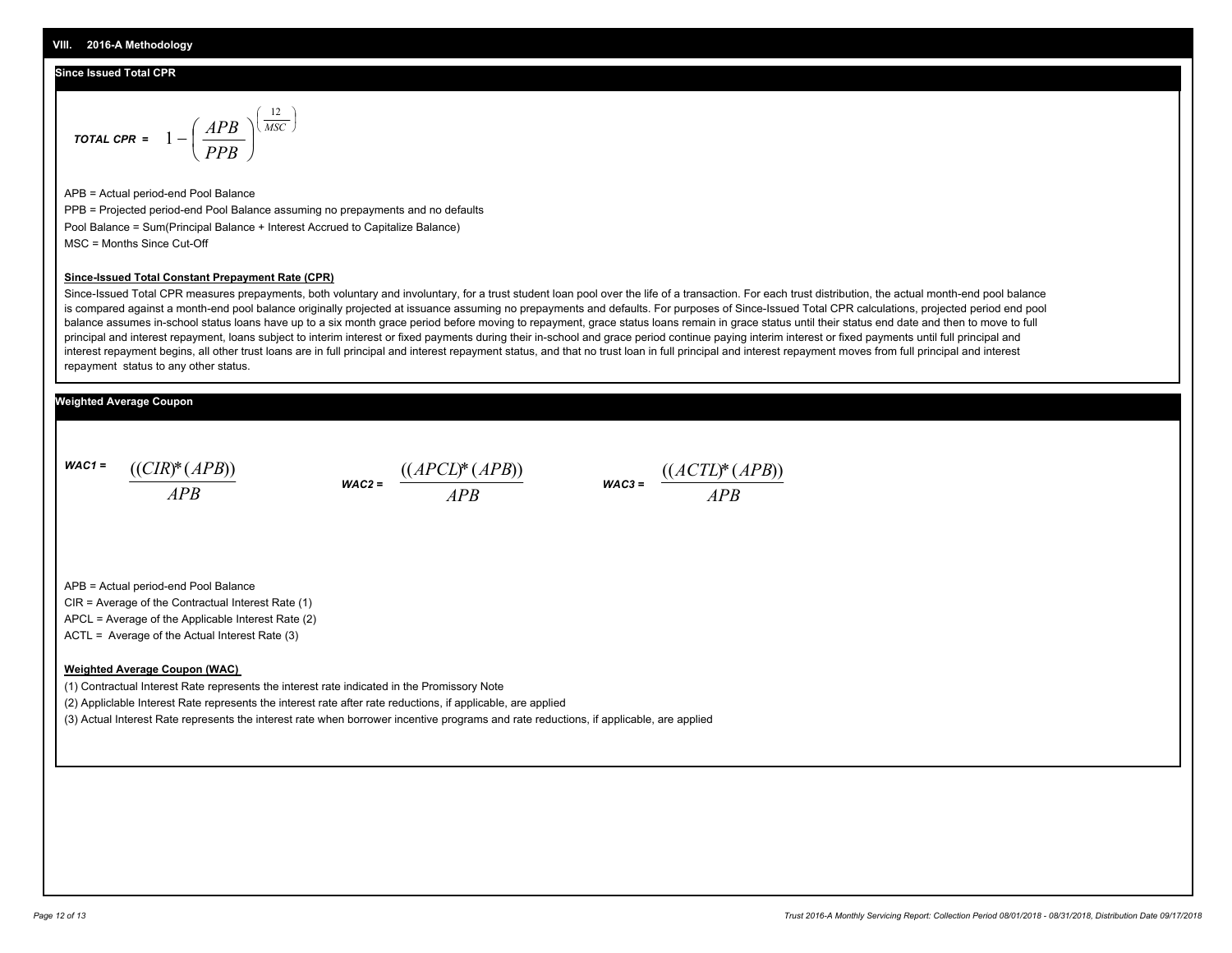## VIII. 2016-A Methodology

### Since Issued Total CPR

$$\textbf{TOTAL CPR} = 1 - \left(\frac{APB}{PPB}\right)^{\left(\frac{12}{MSC}\right)}$$

APB = Actual period-end Pool Balance

PPB = Projected period-end Pool Balance assuming no prepayments and no defaults

Pool Balance = Sum(Principal Balance + Interest Accrued to Capitalize Balance)

MSC = Months Since Cut-Off

**Since-Issued Total Constant Prepayment Rate (CPR)**

Since-Issued Total CPR measures prepayments, both voluntary and involuntary, for a trust student loan pool over the life of a transaction. For each trust distribution, the actual month-end pool balance is compared against a month-end pool balance originally projected at issuance assuming no prepayments and defaults. For purposes of Since-Issued Total CPR calculations, projected period end pool balance assumes in-school status loans have up to a six month grace period before moving to repayment, grace status loans remain in grace status until their status end date and then to move to full principal and interest repayment, loans subject to interim interest or fixed payments during their in-school and grace period continue paying interim interest or fixed payments until full principal and interest repayment begins, all other trust loans are in full principal and interest repayment status, and that no trust loan in full principal and interest repayment moves from full principal and interest repayment status to any other status.

### Weighted Average Coupon

$$\textbf{WAC1} = \frac{((CIR)^*(APB))}{APB} \qquad \textbf{WAC2} = \frac{((APCL)^*(APB))}{APB} \qquad \textbf{WAC3} = \frac{((ACTL)^*(APB))}{APB}$$

APB = Actual period-end Pool Balance

CIR = Average of the Contractual Interest Rate (1)

APCL = Average of the Applicable Interest Rate (2)

ACTL = Average of the Actual Interest Rate (3)

**Weighted Average Coupon (WAC)**

(1) Contractual Interest Rate represents the interest rate indicated in the Promissory Note

(2) Appliclable Interest Rate represents the interest rate after rate reductions, if applicable, are applied

(3) Actual Interest Rate represents the interest rate when borrower incentive programs and rate reductions, if applicable, are applied